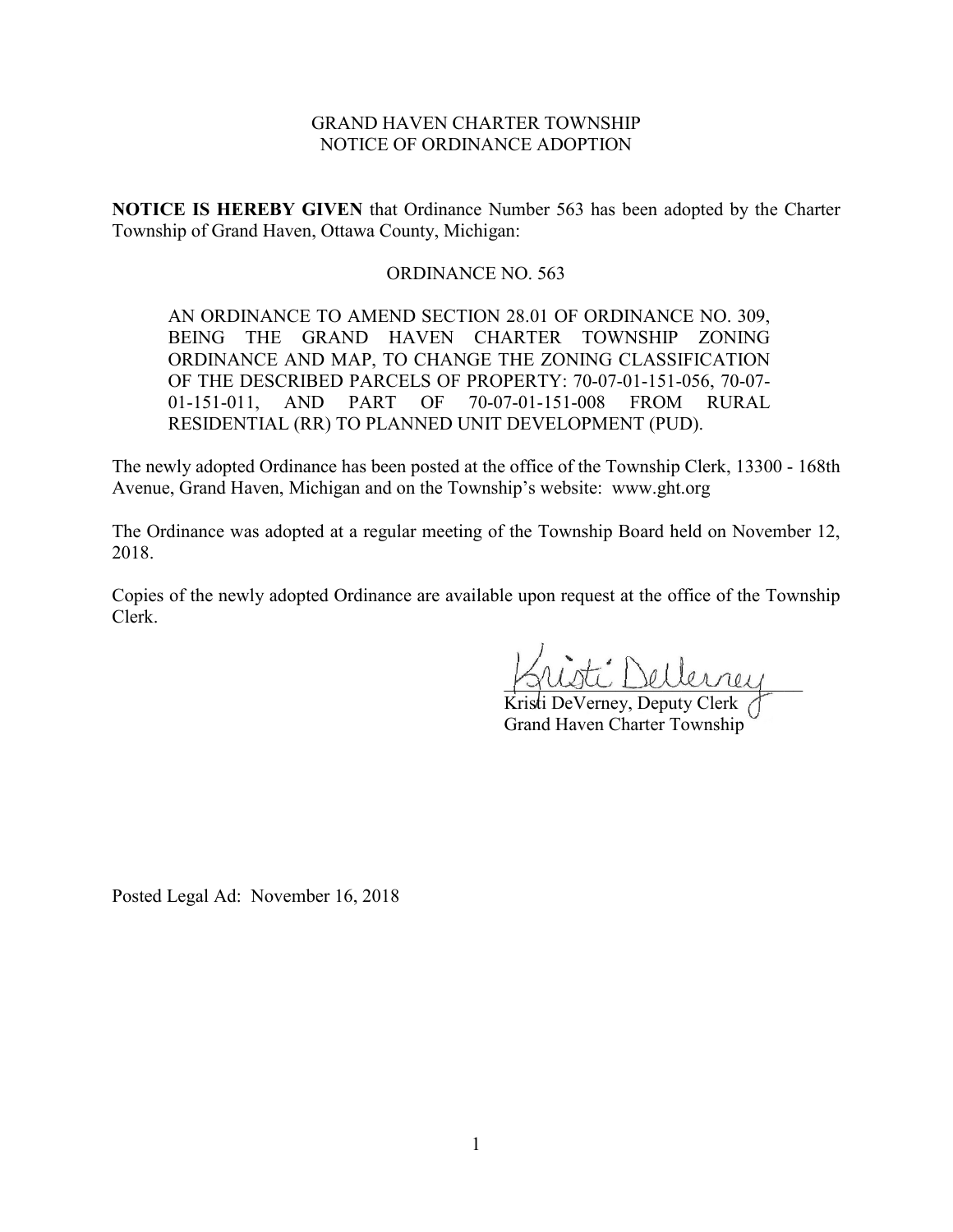GRAND HAVEN CHARTER TOWNSHIP
NOTICE OF ORDINANCE ADOPTION

**NOTICE IS HEREBY GIVEN** that Ordinance Number 563 has been adopted by the Charter Township of Grand Haven, Ottawa County, Michigan:

ORDINANCE NO. 563

AN ORDINANCE TO AMEND SECTION 28.01 OF ORDINANCE NO. 309, BEING THE GRAND HAVEN CHARTER TOWNSHIP ZONING ORDINANCE AND MAP, TO CHANGE THE ZONING CLASSIFICATION OF THE DESCRIBED PARCELS OF PROPERTY: 70-07-01-151-056, 70-07-01-151-011, AND PART OF 70-07-01-151-008 FROM RURAL RESIDENTIAL (RR) TO PLANNED UNIT DEVELOPMENT (PUD).

The newly adopted Ordinance has been posted at the office of the Township Clerk, 13300 - 168th Avenue, Grand Haven, Michigan and on the Township's website: www.ght.org

The Ordinance was adopted at a regular meeting of the Township Board held on November 12, 2018.

Copies of the newly adopted Ordinance are available upon request at the office of the Township Clerk.

Kristi DeVerney, Deputy Clerk
Grand Haven Charter Township

Posted Legal Ad: November 16, 2018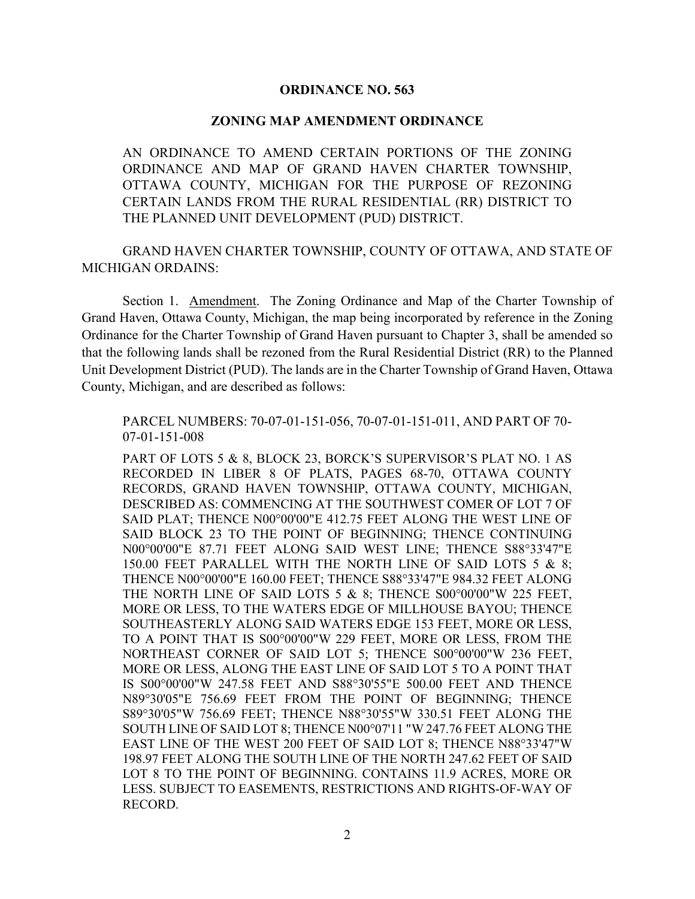**ORDINANCE NO. 563**

**ZONING MAP AMENDMENT ORDINANCE**

AN ORDINANCE TO AMEND CERTAIN PORTIONS OF THE ZONING ORDINANCE AND MAP OF GRAND HAVEN CHARTER TOWNSHIP, OTTAWA COUNTY, MICHIGAN FOR THE PURPOSE OF REZONING CERTAIN LANDS FROM THE RURAL RESIDENTIAL (RR) DISTRICT TO THE PLANNED UNIT DEVELOPMENT (PUD) DISTRICT.

GRAND HAVEN CHARTER TOWNSHIP, COUNTY OF OTTAWA, AND STATE OF MICHIGAN ORDAINS:

Section 1. Amendment. The Zoning Ordinance and Map of the Charter Township of Grand Haven, Ottawa County, Michigan, the map being incorporated by reference in the Zoning Ordinance for the Charter Township of Grand Haven pursuant to Chapter 3, shall be amended so that the following lands shall be rezoned from the Rural Residential District (RR) to the Planned Unit Development District (PUD). The lands are in the Charter Township of Grand Haven, Ottawa County, Michigan, and are described as follows:

PARCEL NUMBERS: 70-07-01-151-056, 70-07-01-151-011, AND PART OF 70-07-01-151-008

PART OF LOTS 5 & 8, BLOCK 23, BORCK'S SUPERVISOR'S PLAT NO. 1 AS RECORDED IN LIBER 8 OF PLATS, PAGES 68-70, OTTAWA COUNTY RECORDS, GRAND HAVEN TOWNSHIP, OTTAWA COUNTY, MICHIGAN, DESCRIBED AS: COMMENCING AT THE SOUTHWEST COMER OF LOT 7 OF SAID PLAT; THENCE N00°00'00"E 412.75 FEET ALONG THE WEST LINE OF SAID BLOCK 23 TO THE POINT OF BEGINNING; THENCE CONTINUING N00°00'00"E 87.71 FEET ALONG SAID WEST LINE; THENCE S88°33'47"E 150.00 FEET PARALLEL WITH THE NORTH LINE OF SAID LOTS 5 & 8; THENCE N00°00'00"E 160.00 FEET; THENCE S88°33'47"E 984.32 FEET ALONG THE NORTH LINE OF SAID LOTS 5 & 8; THENCE S00°00'00"W 225 FEET, MORE OR LESS, TO THE WATERS EDGE OF MILLHOUSE BAYOU; THENCE SOUTHEASTERLY ALONG SAID WATERS EDGE 153 FEET, MORE OR LESS, TO A POINT THAT IS S00°00'00"W 229 FEET, MORE OR LESS, FROM THE NORTHEAST CORNER OF SAID LOT 5; THENCE S00°00'00"W 236 FEET, MORE OR LESS, ALONG THE EAST LINE OF SAID LOT 5 TO A POINT THAT IS S00°00'00"W 247.58 FEET AND S88°30'55"E 500.00 FEET AND THENCE N89°30'05"E 756.69 FEET FROM THE POINT OF BEGINNING; THENCE S89°30'05"W 756.69 FEET; THENCE N88°30'55"W 330.51 FEET ALONG THE SOUTH LINE OF SAID LOT 8; THENCE N00°07'11 "W 247.76 FEET ALONG THE EAST LINE OF THE WEST 200 FEET OF SAID LOT 8; THENCE N88°33'47"W 198.97 FEET ALONG THE SOUTH LINE OF THE NORTH 247.62 FEET OF SAID LOT 8 TO THE POINT OF BEGINNING. CONTAINS 11.9 ACRES, MORE OR LESS. SUBJECT TO EASEMENTS, RESTRICTIONS AND RIGHTS-OF-WAY OF RECORD.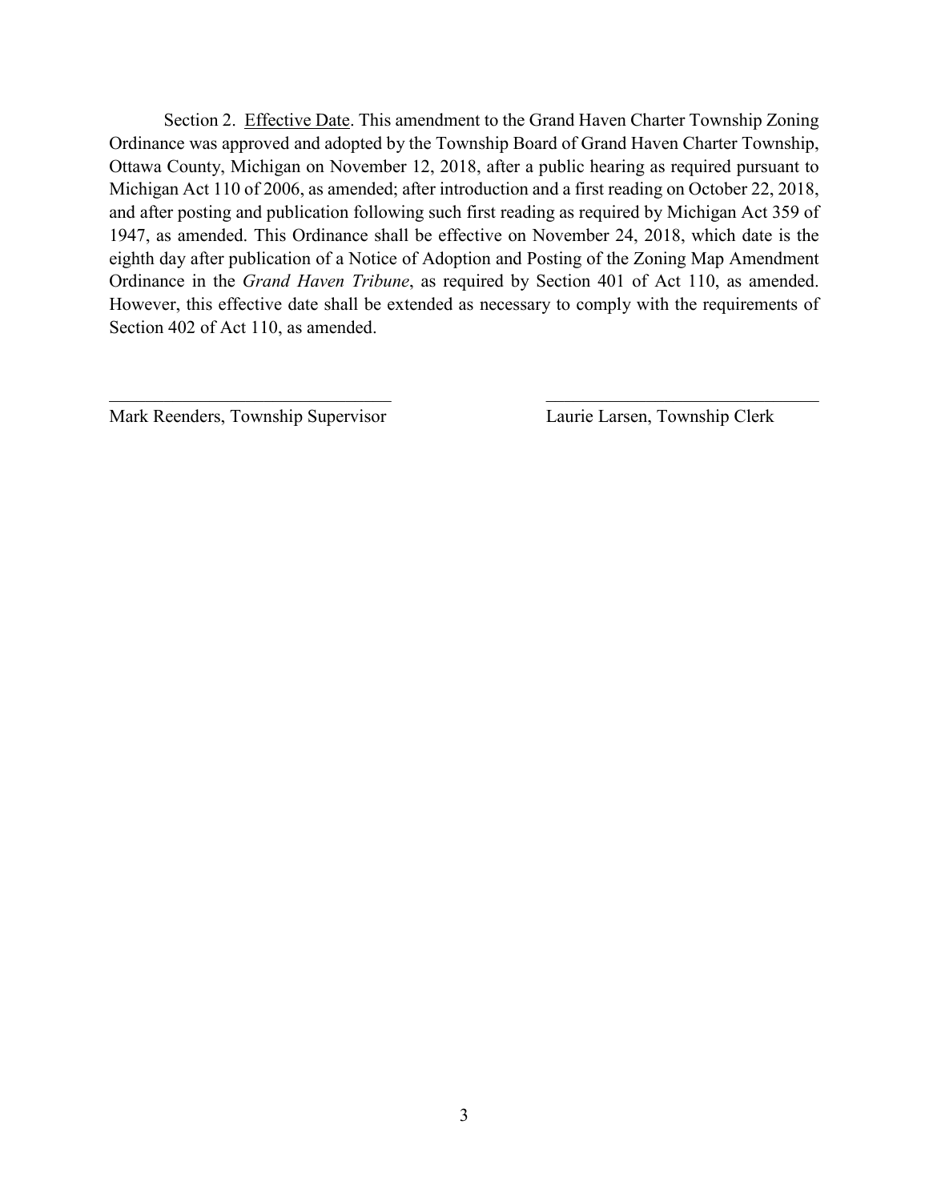Section 2. <u>Effective Date</u>. This amendment to the Grand Haven Charter Township Zoning Ordinance was approved and adopted by the Township Board of Grand Haven Charter Township, Ottawa County, Michigan on November 12, 2018, after a public hearing as required pursuant to Michigan Act 110 of 2006, as amended; after introduction and a first reading on October 22, 2018, and after posting and publication following such first reading as required by Michigan Act 359 of 1947, as amended. This Ordinance shall be effective on November 24, 2018, which date is the eighth day after publication of a Notice of Adoption and Posting of the Zoning Map Amendment Ordinance in the *Grand Haven Tribune*, as required by Section 401 of Act 110, as amended. However, this effective date shall be extended as necessary to comply with the requirements of Section 402 of Act 110, as amended.

| ______________________________ | ______________________________ |
|---|---|
| Mark Reenders, Township Supervisor | Laurie Larsen, Township Clerk |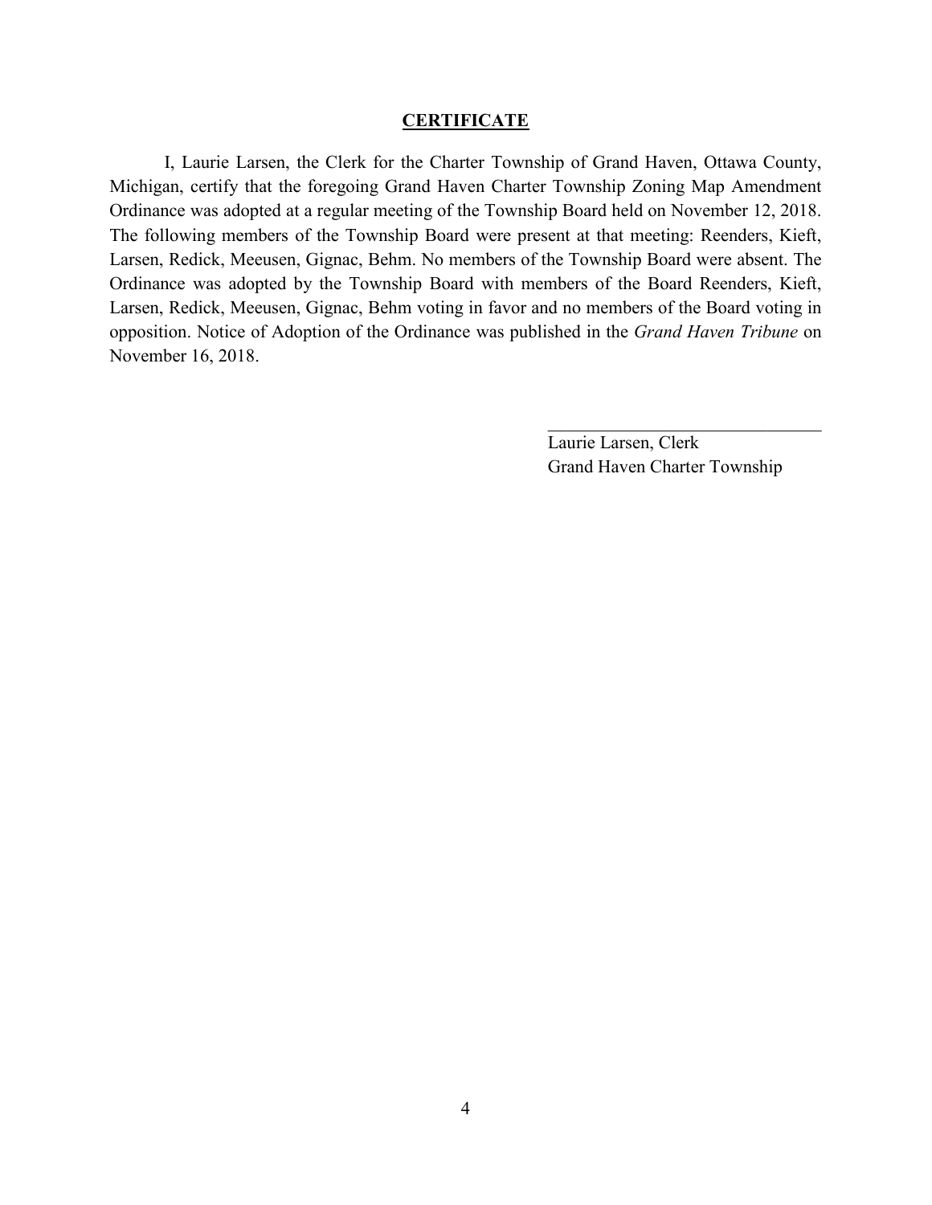## CERTIFICATE

I, Laurie Larsen, the Clerk for the Charter Township of Grand Haven, Ottawa County, Michigan, certify that the foregoing Grand Haven Charter Township Zoning Map Amendment Ordinance was adopted at a regular meeting of the Township Board held on November 12, 2018. The following members of the Township Board were present at that meeting: Reenders, Kieft, Larsen, Redick, Meeusen, Gignac, Behm. No members of the Township Board were absent. The Ordinance was adopted by the Township Board with members of the Board Reenders, Kieft, Larsen, Redick, Meeusen, Gignac, Behm voting in favor and no members of the Board voting in opposition. Notice of Adoption of the Ordinance was published in the *Grand Haven Tribune* on November 16, 2018.

\_\_\_\_\_\_\_\_\_\_\_\_\_\_\_\_\_\_\_\_\_\_\_\_\_\_\_\_\_\_\_\_

Laurie Larsen, Clerk
Grand Haven Charter Township